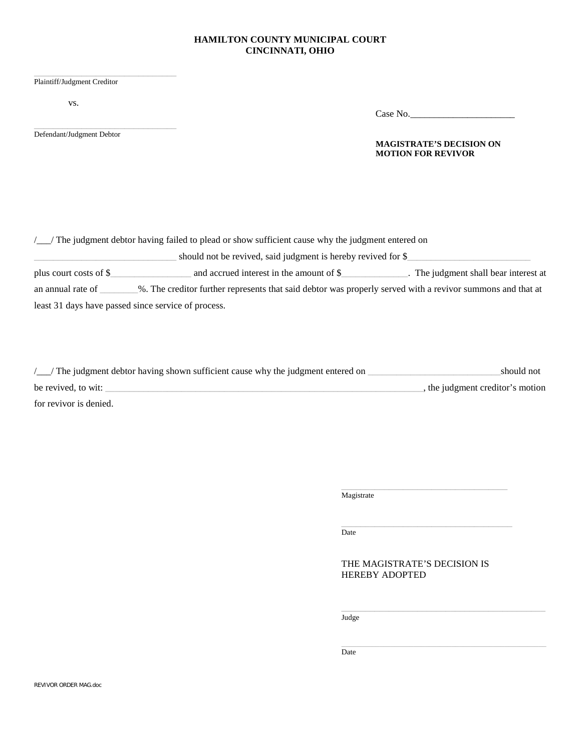**HAMILTON COUNTY MUNICIPAL COURT**
**CINCINNATI, OHIO**

\_\_\_\_\_\_\_\_\_\_\_\_\_\_\_\_\_\_\_\_\_\_\_\_\_\_\_\_\_\_\_\_\_\_\_\_
Plaintiff/Judgment Creditor

vs.

Case No.\_\_\_\_\_\_\_\_\_\_\_\_\_\_\_\_\_\_\_\_\_\_

\_\_\_\_\_\_\_\_\_\_\_\_\_\_\_\_\_\_\_\_\_\_\_\_\_\_\_\_\_\_\_\_\_\_\_\_
Defendant/Judgment Debtor

**MAGISTRATE'S DECISION ON MOTION FOR REVIVOR**

/\_\_\_/ The judgment debtor having failed to plead or show sufficient cause why the judgment entered on \_\_\_\_\_\_\_\_\_\_\_\_\_\_\_\_\_\_\_\_\_\_\_\_\_\_\_\_\_\_ should not be revived, said judgment is hereby revived for $\_\_\_\_\_\_\_\_\_\_\_\_\_\_\_\_\_\_\_\_\_\_\_\_\_\_\_ plus court costs of $\_\_\_\_\_\_\_\_\_\_\_\_\_\_\_\_\_ and accrued interest in the amount of $\_\_\_\_\_\_\_\_\_\_\_\_\_\_. The judgment shall bear interest at an annual rate of \_\_\_\_\_\_\_\_%. The creditor further represents that said debtor was properly served with a revivor summons and that at least 31 days have passed since service of process.

/\_\_\_/ The judgment debtor having shown sufficient cause why the judgment entered on \_\_\_\_\_\_\_\_\_\_\_\_\_\_\_\_\_\_\_\_\_\_\_\_\_\_\_\_should not be revived, to wit: \_\_\_\_\_\_\_\_\_\_\_\_\_\_\_\_\_\_\_\_\_\_\_\_\_\_\_\_\_\_\_\_\_\_\_\_\_\_\_\_\_\_\_\_\_\_\_\_\_\_\_\_\_\_\_\_\_\_\_\_\_\_\_\_\_\_\_\_\_\_, the judgment creditor's motion for revivor is denied.

\_\_\_\_\_\_\_\_\_\_\_\_\_\_\_\_\_\_\_\_\_\_\_\_\_\_\_\_\_\_\_\_\_\_\_\_\_\_\_\_
Magistrate

\_\_\_\_\_\_\_\_\_\_\_\_\_\_\_\_\_\_\_\_\_\_\_\_\_\_\_\_\_\_\_\_\_\_\_\_\_\_\_\_
Date

THE MAGISTRATE'S DECISION IS HEREBY ADOPTED

\_\_\_\_\_\_\_\_\_\_\_\_\_\_\_\_\_\_\_\_\_\_\_\_\_\_\_\_\_\_\_\_\_\_\_\_\_\_\_\_\_\_\_\_\_\_\_\_
Judge

\_\_\_\_\_\_\_\_\_\_\_\_\_\_\_\_\_\_\_\_\_\_\_\_\_\_\_\_\_\_\_\_\_\_\_\_\_\_\_\_\_\_\_\_\_\_\_\_
Date

REVIVOR ORDER MAG.doc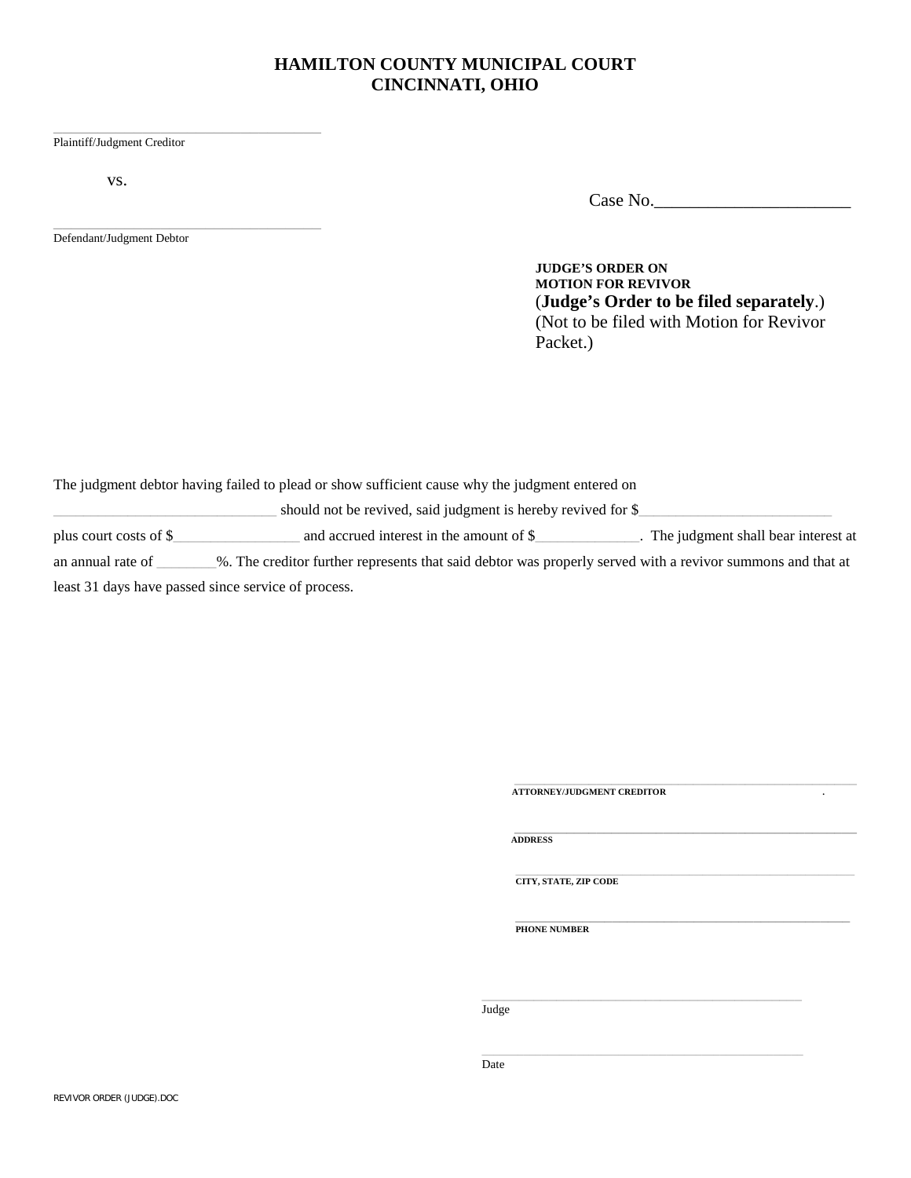# HAMILTON COUNTY MUNICIPAL COURT
# CINCINNATI, OHIO

______________________________________
Plaintiff/Judgment Creditor

vs.

Case No.______________________

______________________________________
Defendant/Judgment Debtor

**JUDGE'S ORDER ON**
**MOTION FOR REVIVOR**
(**Judge's Order to be filed separately**.)
(Not to be filed with Motion for Revivor Packet.)

The judgment debtor having failed to plead or show sufficient cause why the judgment entered on ______________________________ should not be revived, said judgment is hereby revived for $___________________________ plus court costs of $_________________ and accrued interest in the amount of $______________. The judgment shall bear interest at an annual rate of ________%. The creditor further represents that said debtor was properly served with a revivor summons and that at least 31 days have passed since service of process.

______________________________________
**ATTORNEY/JUDGMENT CREDITOR** .

______________________________________
**ADDRESS**

______________________________________
**CITY, STATE, ZIP CODE**

______________________________________
**PHONE NUMBER**

______________________________________
Judge

______________________________________
Date

REVIVOR ORDER (JUDGE).DOC